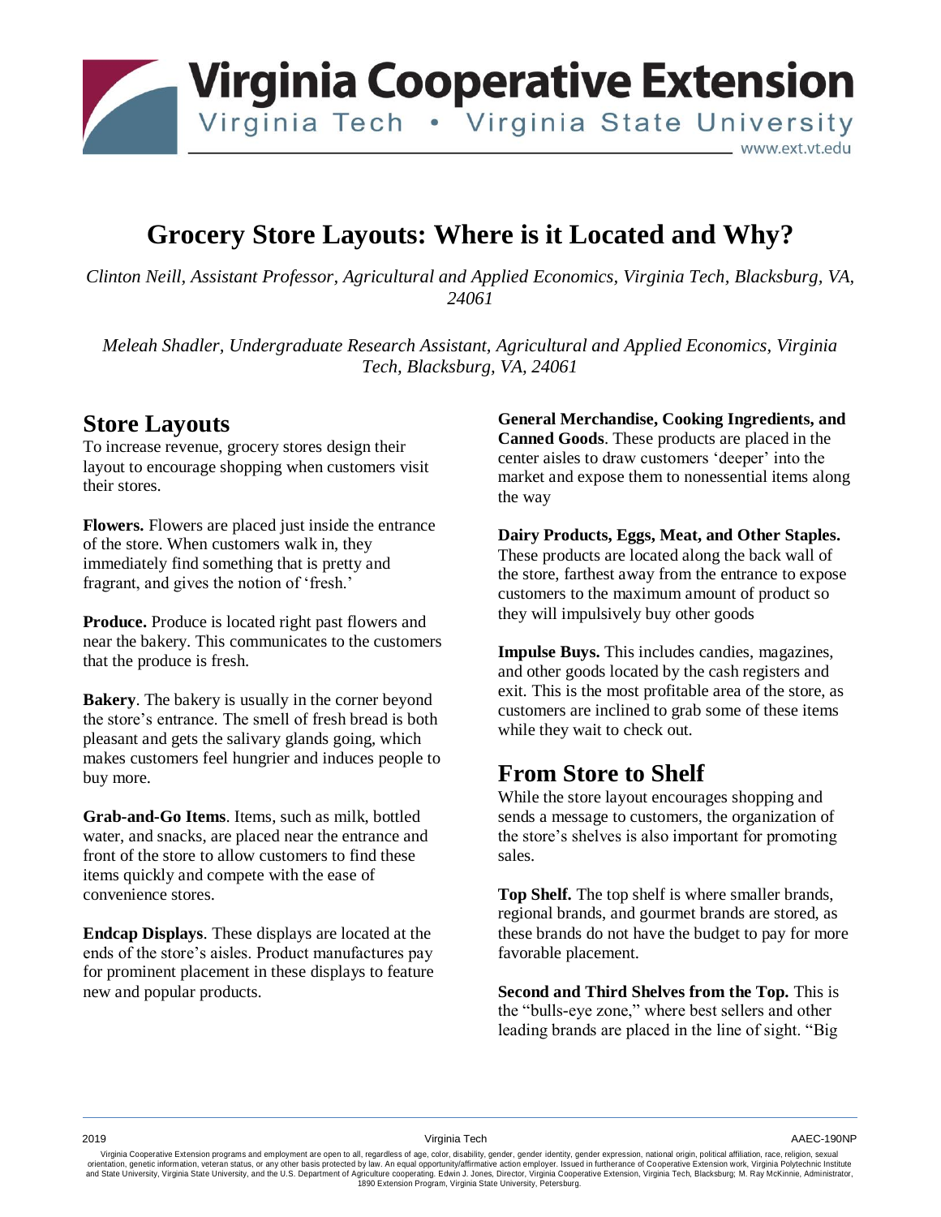# Virginia Cooperative Extension

Virginia Tech • Virginia State University

www.ext.vt.edu

# Grocery Store Layouts: Where is it Located and Why?

*Clinton Neill, Assistant Professor, Agricultural and Applied Economics, Virginia Tech, Blacksburg, VA, 24061*

*Meleah Shadler, Undergraduate Research Assistant, Agricultural and Applied Economics, Virginia Tech, Blacksburg, VA, 24061*

## Store Layouts

To increase revenue, grocery stores design their layout to encourage shopping when customers visit their stores.

**Flowers.** Flowers are placed just inside the entrance of the store. When customers walk in, they immediately find something that is pretty and fragrant, and gives the notion of 'fresh.'

**Produce.** Produce is located right past flowers and near the bakery. This communicates to the customers that the produce is fresh.

**Bakery**. The bakery is usually in the corner beyond the store's entrance. The smell of fresh bread is both pleasant and gets the salivary glands going, which makes customers feel hungrier and induces people to buy more.

**Grab-and-Go Items**. Items, such as milk, bottled water, and snacks, are placed near the entrance and front of the store to allow customers to find these items quickly and compete with the ease of convenience stores.

**Endcap Displays**. These displays are located at the ends of the store's aisles. Product manufactures pay for prominent placement in these displays to feature new and popular products.

**General Merchandise, Cooking Ingredients, and Canned Goods**. These products are placed in the center aisles to draw customers 'deeper' into the market and expose them to nonessential items along the way

**Dairy Products, Eggs, Meat, and Other Staples.** These products are located along the back wall of the store, farthest away from the entrance to expose customers to the maximum amount of product so they will impulsively buy other goods

**Impulse Buys.** This includes candies, magazines, and other goods located by the cash registers and exit. This is the most profitable area of the store, as customers are inclined to grab some of these items while they wait to check out.

## From Store to Shelf

While the store layout encourages shopping and sends a message to customers, the organization of the store's shelves is also important for promoting sales.

**Top Shelf.** The top shelf is where smaller brands, regional brands, and gourmet brands are stored, as these brands do not have the budget to pay for more favorable placement.

**Second and Third Shelves from the Top.** This is the "bulls-eye zone," where best sellers and other leading brands are placed in the line of sight. "Big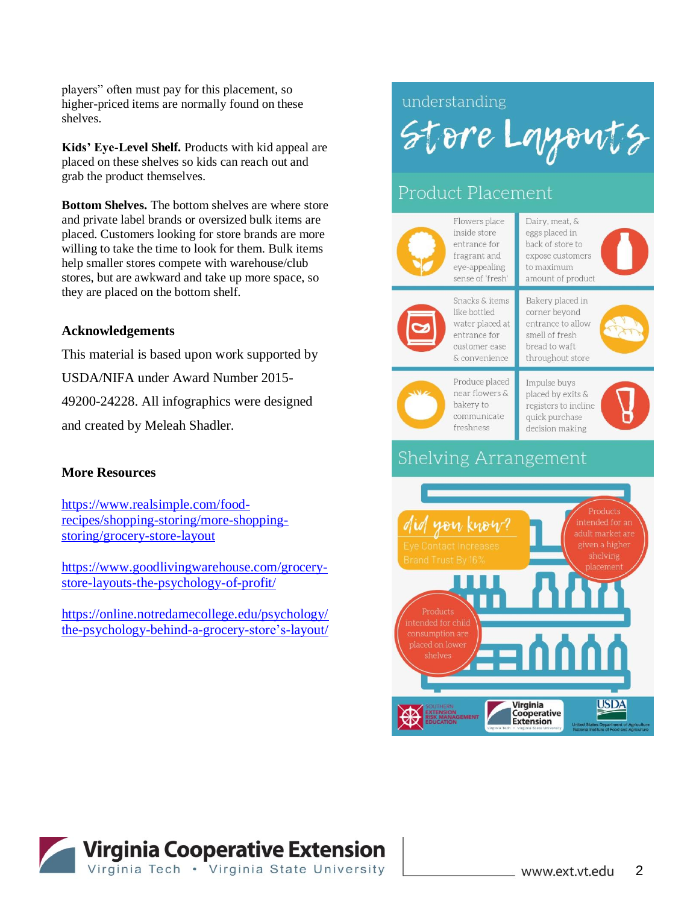players" often must pay for this placement, so higher-priced items are normally found on these shelves.

**Kids' Eye-Level Shelf.** Products with kid appeal are placed on these shelves so kids can reach out and grab the product themselves.

**Bottom Shelves.** The bottom shelves are where store and private label brands or oversized bulk items are placed. Customers looking for store brands are more willing to take the time to look for them. Bulk items help smaller stores compete with warehouse/club stores, but are awkward and take up more space, so they are placed on the bottom shelf.

### Acknowledgements

This material is based upon work supported by USDA/NIFA under Award Number 2015-49200-24228. All infographics were designed and created by Meleah Shadler.

### More Resources

https://www.realsimple.com/food-recipes/shopping-storing/more-shopping-storing/grocery-store-layout

https://www.goodlivingwarehouse.com/grocery-store-layouts-the-psychology-of-profit/

https://online.notredamecollege.edu/psychology/the-psychology-behind-a-grocery-store's-layout/

understanding

Store Layouts

Product Placement

Flowers placed inside store entrance for fragrant and eye-appealing sense of 'fresh'

Dairy, meat, & eggs placed in back of store to expose customers to maximum amount of product

Snacks & items like bottled water placed at entrance for customer ease & convenience

Bakery placed in corner beyond entrance to allow smell of fresh bread to waft throughout store

Produce placed near flowers & bakery to communicate freshness

Impulse buys placed by exits & registers to incline quick purchase decision making

Shelving Arrangement

did you know?

Eye Contact Increases Brand Trust By 16%

Products intended for an adult market are given a higher shelving placement

Products intended for child consumption are placed on lower shelves

SOUTHERN EXTENSION RISK MANAGEMENT EDUCATION

Virginia Cooperative Extension

USDA United States Department of Agriculture National Institute of Food and Agriculture